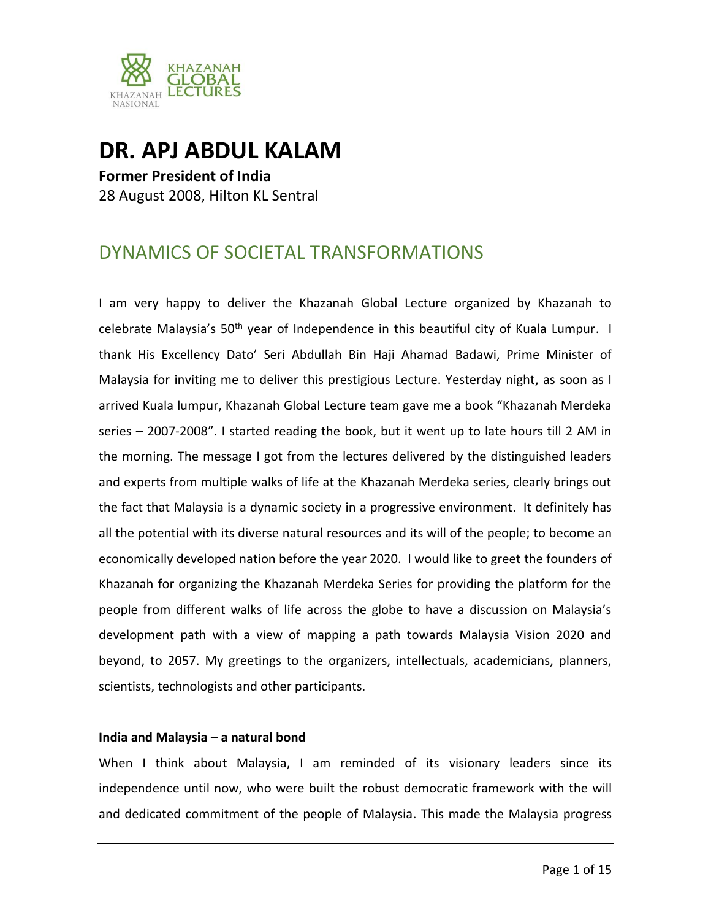# DR. APJ ABDUL KALAM

**Former President of India**

28 August 2008, Hilton KL Sentral

## DYNAMICS OF SOCIETAL TRANSFORMATIONS

I am very happy to deliver the Khazanah Global Lecture organized by Khazanah to celebrate Malaysia's 50th year of Independence in this beautiful city of Kuala Lumpur. I thank His Excellency Dato' Seri Abdullah Bin Haji Ahamad Badawi, Prime Minister of Malaysia for inviting me to deliver this prestigious Lecture. Yesterday night, as soon as I arrived Kuala lumpur, Khazanah Global Lecture team gave me a book "Khazanah Merdeka series – 2007-2008". I started reading the book, but it went up to late hours till 2 AM in the morning. The message I got from the lectures delivered by the distinguished leaders and experts from multiple walks of life at the Khazanah Merdeka series, clearly brings out the fact that Malaysia is a dynamic society in a progressive environment. It definitely has all the potential with its diverse natural resources and its will of the people; to become an economically developed nation before the year 2020. I would like to greet the founders of Khazanah for organizing the Khazanah Merdeka Series for providing the platform for the people from different walks of life across the globe to have a discussion on Malaysia's development path with a view of mapping a path towards Malaysia Vision 2020 and beyond, to 2057. My greetings to the organizers, intellectuals, academicians, planners, scientists, technologists and other participants.

**India and Malaysia – a natural bond**

When I think about Malaysia, I am reminded of its visionary leaders since its independence until now, who were built the robust democratic framework with the will and dedicated commitment of the people of Malaysia. This made the Malaysia progress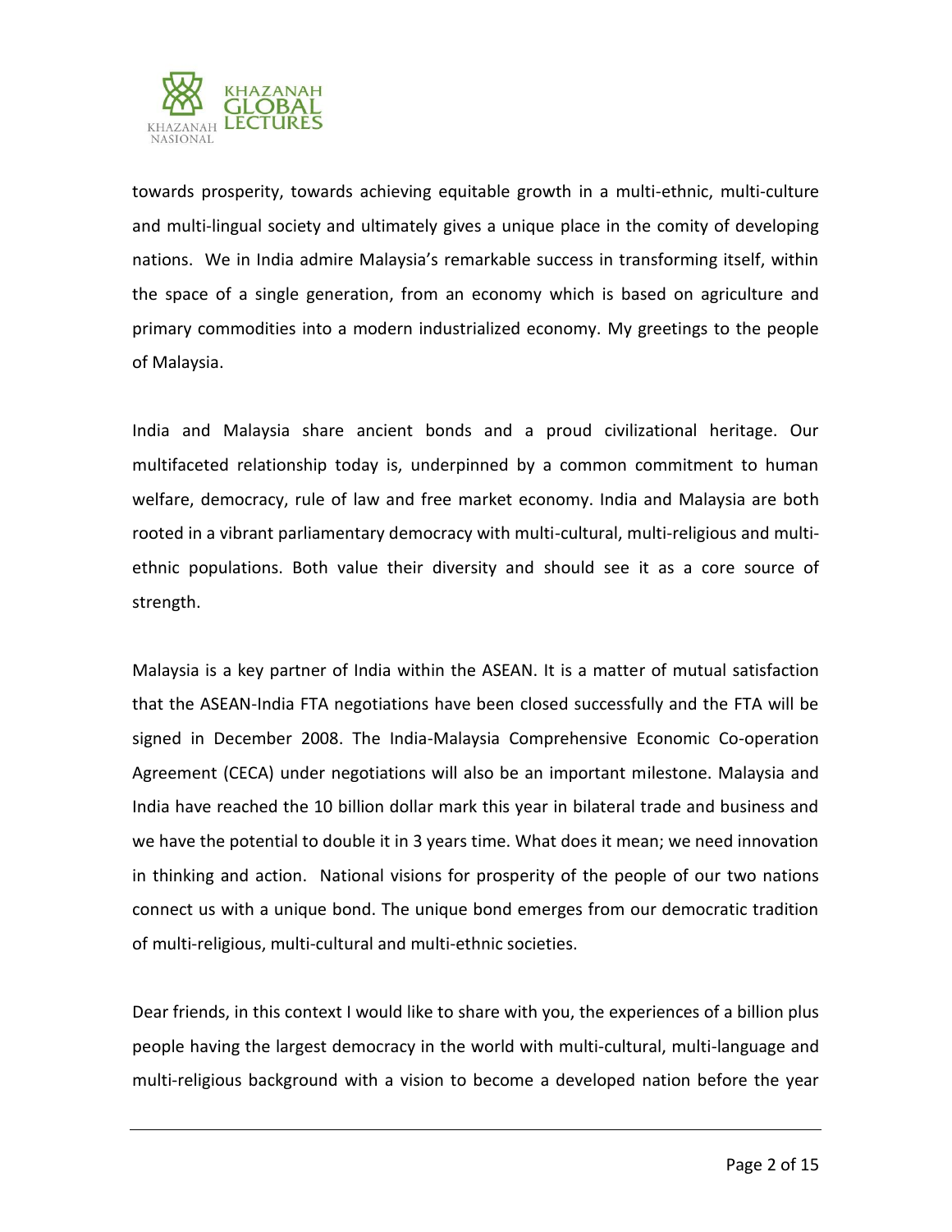towards prosperity, towards achieving equitable growth in a multi-ethnic, multi-culture and multi-lingual society and ultimately gives a unique place in the comity of developing nations. We in India admire Malaysia's remarkable success in transforming itself, within the space of a single generation, from an economy which is based on agriculture and primary commodities into a modern industrialized economy. My greetings to the people of Malaysia.

India and Malaysia share ancient bonds and a proud civilizational heritage. Our multifaceted relationship today is, underpinned by a common commitment to human welfare, democracy, rule of law and free market economy. India and Malaysia are both rooted in a vibrant parliamentary democracy with multi-cultural, multi-religious and multi-ethnic populations. Both value their diversity and should see it as a core source of strength.

Malaysia is a key partner of India within the ASEAN. It is a matter of mutual satisfaction that the ASEAN-India FTA negotiations have been closed successfully and the FTA will be signed in December 2008. The India-Malaysia Comprehensive Economic Co-operation Agreement (CECA) under negotiations will also be an important milestone. Malaysia and India have reached the 10 billion dollar mark this year in bilateral trade and business and we have the potential to double it in 3 years time. What does it mean; we need innovation in thinking and action. National visions for prosperity of the people of our two nations connect us with a unique bond. The unique bond emerges from our democratic tradition of multi-religious, multi-cultural and multi-ethnic societies.

Dear friends, in this context I would like to share with you, the experiences of a billion plus people having the largest democracy in the world with multi-cultural, multi-language and multi-religious background with a vision to become a developed nation before the year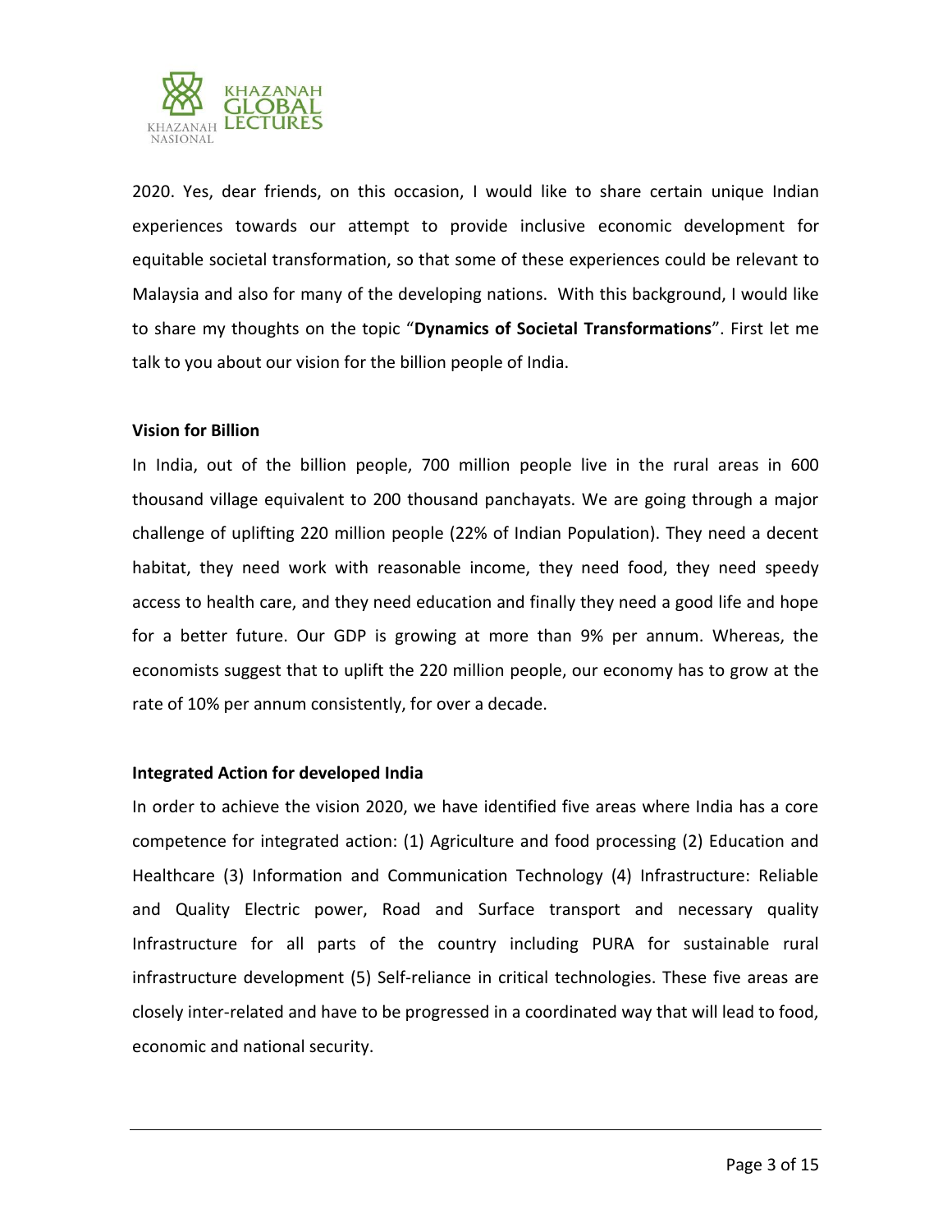2020. Yes, dear friends, on this occasion, I would like to share certain unique Indian experiences towards our attempt to provide inclusive economic development for equitable societal transformation, so that some of these experiences could be relevant to Malaysia and also for many of the developing nations. With this background, I would like to share my thoughts on the topic "**Dynamics of Societal Transformations**". First let me talk to you about our vision for the billion people of India.

**Vision for Billion**

In India, out of the billion people, 700 million people live in the rural areas in 600 thousand village equivalent to 200 thousand panchayats. We are going through a major challenge of uplifting 220 million people (22% of Indian Population). They need a decent habitat, they need work with reasonable income, they need food, they need speedy access to health care, and they need education and finally they need a good life and hope for a better future. Our GDP is growing at more than 9% per annum. Whereas, the economists suggest that to uplift the 220 million people, our economy has to grow at the rate of 10% per annum consistently, for over a decade.

**Integrated Action for developed India**

In order to achieve the vision 2020, we have identified five areas where India has a core competence for integrated action: (1) Agriculture and food processing (2) Education and Healthcare (3) Information and Communication Technology (4) Infrastructure: Reliable and Quality Electric power, Road and Surface transport and necessary quality Infrastructure for all parts of the country including PURA for sustainable rural infrastructure development (5) Self-reliance in critical technologies. These five areas are closely inter-related and have to be progressed in a coordinated way that will lead to food, economic and national security.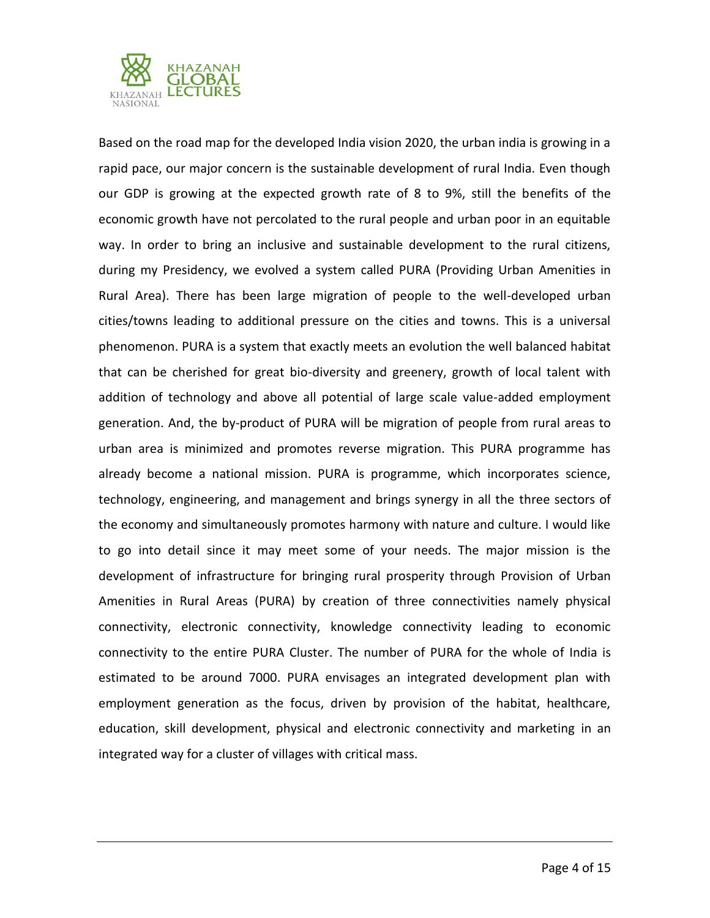Based on the road map for the developed India vision 2020, the urban india is growing in a rapid pace, our major concern is the sustainable development of rural India. Even though our GDP is growing at the expected growth rate of 8 to 9%, still the benefits of the economic growth have not percolated to the rural people and urban poor in an equitable way. In order to bring an inclusive and sustainable development to the rural citizens, during my Presidency, we evolved a system called PURA (Providing Urban Amenities in Rural Area). There has been large migration of people to the well-developed urban cities/towns leading to additional pressure on the cities and towns. This is a universal phenomenon. PURA is a system that exactly meets an evolution the well balanced habitat that can be cherished for great bio-diversity and greenery, growth of local talent with addition of technology and above all potential of large scale value-added employment generation. And, the by-product of PURA will be migration of people from rural areas to urban area is minimized and promotes reverse migration. This PURA programme has already become a national mission. PURA is programme, which incorporates science, technology, engineering, and management and brings synergy in all the three sectors of the economy and simultaneously promotes harmony with nature and culture. I would like to go into detail since it may meet some of your needs. The major mission is the development of infrastructure for bringing rural prosperity through Provision of Urban Amenities in Rural Areas (PURA) by creation of three connectivities namely physical connectivity, electronic connectivity, knowledge connectivity leading to economic connectivity to the entire PURA Cluster. The number of PURA for the whole of India is estimated to be around 7000. PURA envisages an integrated development plan with employment generation as the focus, driven by provision of the habitat, healthcare, education, skill development, physical and electronic connectivity and marketing in an integrated way for a cluster of villages with critical mass.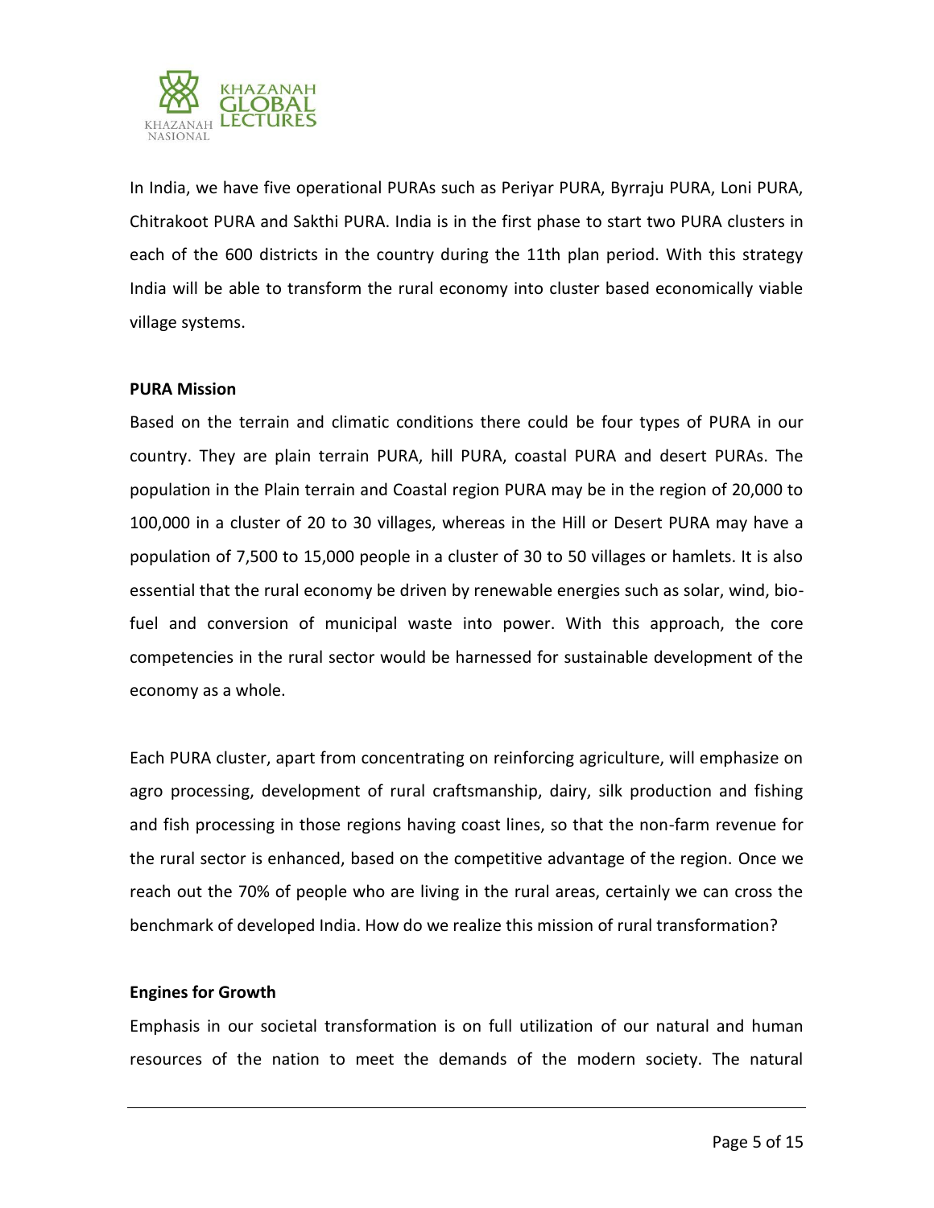In India, we have five operational PURAs such as Periyar PURA, Byrraju PURA, Loni PURA, Chitrakoot PURA and Sakthi PURA. India is in the first phase to start two PURA clusters in each of the 600 districts in the country during the 11th plan period. With this strategy India will be able to transform the rural economy into cluster based economically viable village systems.

**PURA Mission**

Based on the terrain and climatic conditions there could be four types of PURA in our country. They are plain terrain PURA, hill PURA, coastal PURA and desert PURAs. The population in the Plain terrain and Coastal region PURA may be in the region of 20,000 to 100,000 in a cluster of 20 to 30 villages, whereas in the Hill or Desert PURA may have a population of 7,500 to 15,000 people in a cluster of 30 to 50 villages or hamlets. It is also essential that the rural economy be driven by renewable energies such as solar, wind, bio-fuel and conversion of municipal waste into power. With this approach, the core competencies in the rural sector would be harnessed for sustainable development of the economy as a whole.

Each PURA cluster, apart from concentrating on reinforcing agriculture, will emphasize on agro processing, development of rural craftsmanship, dairy, silk production and fishing and fish processing in those regions having coast lines, so that the non-farm revenue for the rural sector is enhanced, based on the competitive advantage of the region. Once we reach out the 70% of people who are living in the rural areas, certainly we can cross the benchmark of developed India. How do we realize this mission of rural transformation?

**Engines for Growth**

Emphasis in our societal transformation is on full utilization of our natural and human resources of the nation to meet the demands of the modern society. The natural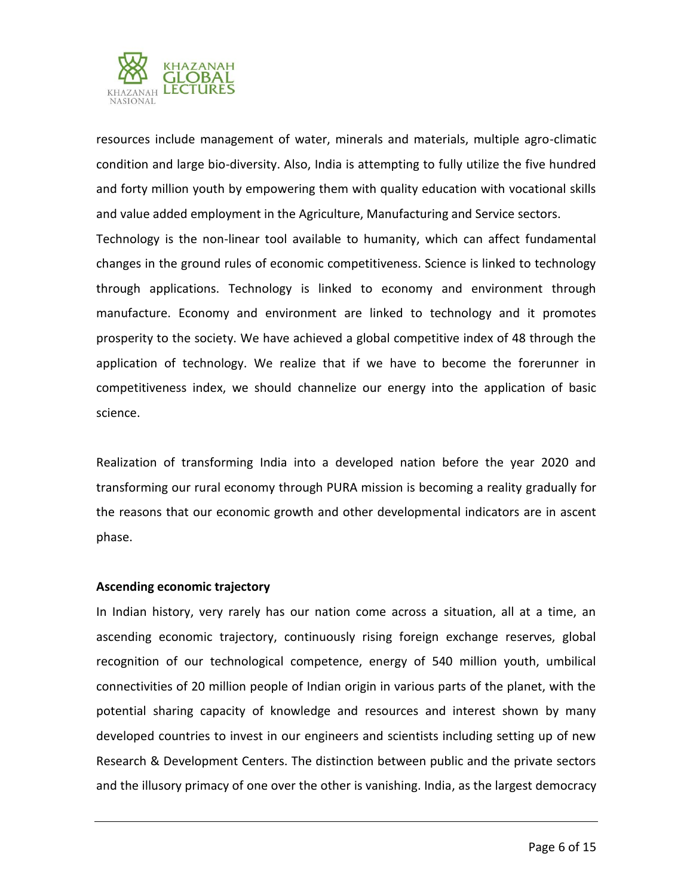resources include management of water, minerals and materials, multiple agro-climatic condition and large bio-diversity. Also, India is attempting to fully utilize the five hundred and forty million youth by empowering them with quality education with vocational skills and value added employment in the Agriculture, Manufacturing and Service sectors.

Technology is the non-linear tool available to humanity, which can affect fundamental changes in the ground rules of economic competitiveness. Science is linked to technology through applications. Technology is linked to economy and environment through manufacture. Economy and environment are linked to technology and it promotes prosperity to the society. We have achieved a global competitive index of 48 through the application of technology. We realize that if we have to become the forerunner in competitiveness index, we should channelize our energy into the application of basic science.

Realization of transforming India into a developed nation before the year 2020 and transforming our rural economy through PURA mission is becoming a reality gradually for the reasons that our economic growth and other developmental indicators are in ascent phase.

**Ascending economic trajectory**

In Indian history, very rarely has our nation come across a situation, all at a time, an ascending economic trajectory, continuously rising foreign exchange reserves, global recognition of our technological competence, energy of 540 million youth, umbilical connectivities of 20 million people of Indian origin in various parts of the planet, with the potential sharing capacity of knowledge and resources and interest shown by many developed countries to invest in our engineers and scientists including setting up of new Research & Development Centers. The distinction between public and the private sectors and the illusory primacy of one over the other is vanishing. India, as the largest democracy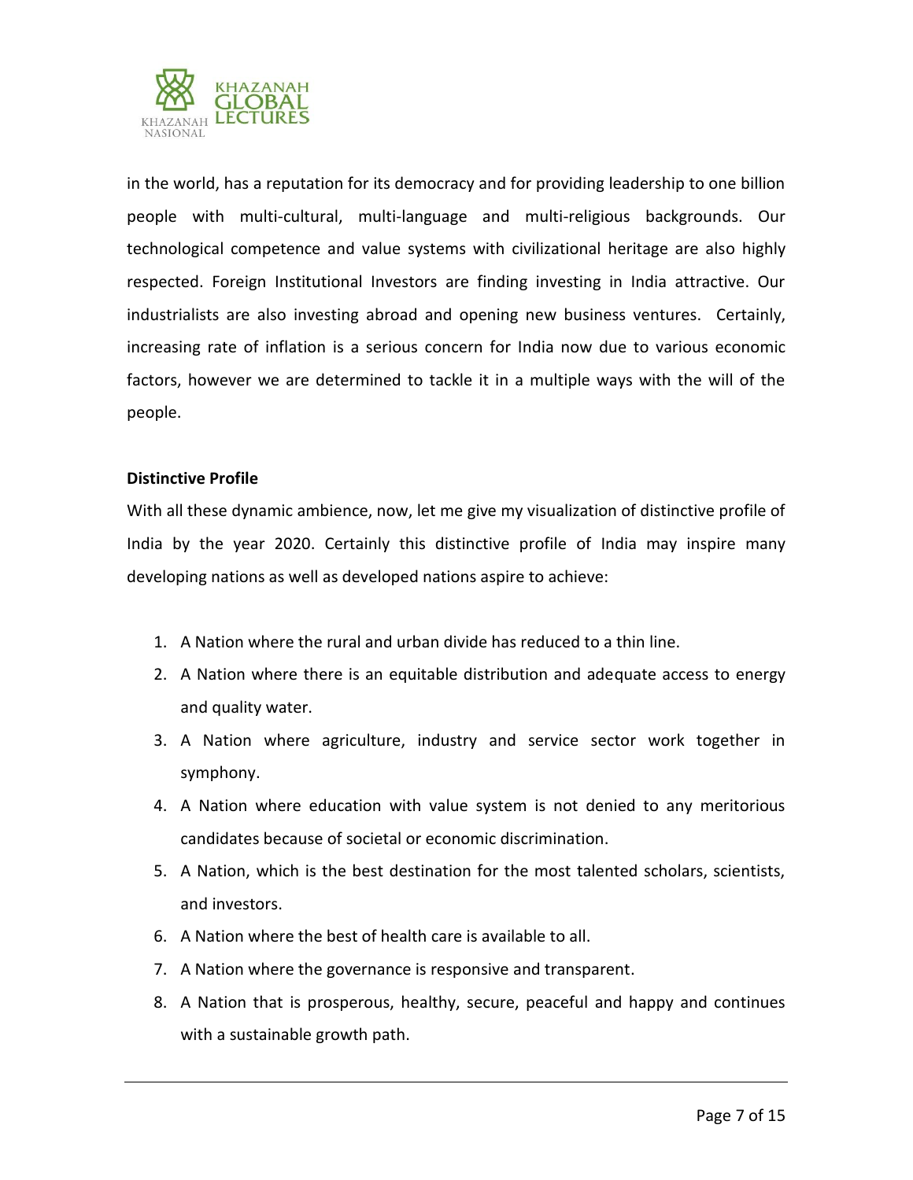in the world, has a reputation for its democracy and for providing leadership to one billion people with multi-cultural, multi-language and multi-religious backgrounds. Our technological competence and value systems with civilizational heritage are also highly respected. Foreign Institutional Investors are finding investing in India attractive. Our industrialists are also investing abroad and opening new business ventures. Certainly, increasing rate of inflation is a serious concern for India now due to various economic factors, however we are determined to tackle it in a multiple ways with the will of the people.

**Distinctive Profile**

With all these dynamic ambience, now, let me give my visualization of distinctive profile of India by the year 2020. Certainly this distinctive profile of India may inspire many developing nations as well as developed nations aspire to achieve:

1. A Nation where the rural and urban divide has reduced to a thin line.
2. A Nation where there is an equitable distribution and adequate access to energy and quality water.
3. A Nation where agriculture, industry and service sector work together in symphony.
4. A Nation where education with value system is not denied to any meritorious candidates because of societal or economic discrimination.
5. A Nation, which is the best destination for the most talented scholars, scientists, and investors.
6. A Nation where the best of health care is available to all.
7. A Nation where the governance is responsive and transparent.
8. A Nation that is prosperous, healthy, secure, peaceful and happy and continues with a sustainable growth path.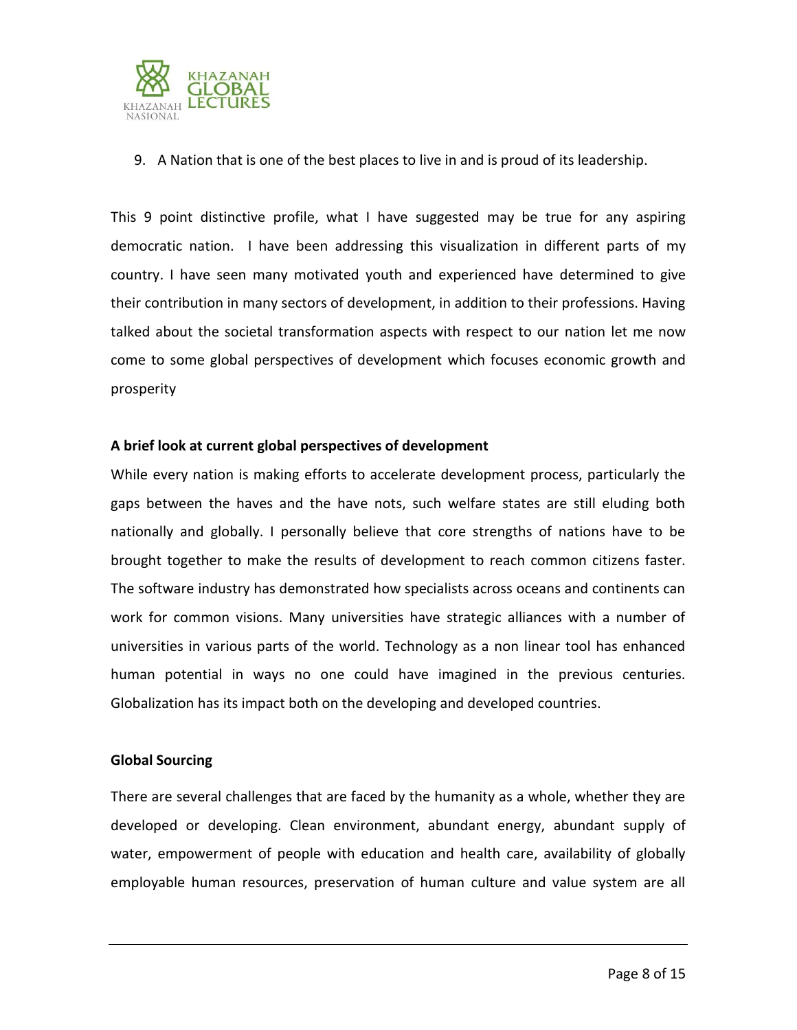9. A Nation that is one of the best places to live in and is proud of its leadership.

This 9 point distinctive profile, what I have suggested may be true for any aspiring democratic nation. I have been addressing this visualization in different parts of my country. I have seen many motivated youth and experienced have determined to give their contribution in many sectors of development, in addition to their professions. Having talked about the societal transformation aspects with respect to our nation let me now come to some global perspectives of development which focuses economic growth and prosperity

**A brief look at current global perspectives of development**

While every nation is making efforts to accelerate development process, particularly the gaps between the haves and the have nots, such welfare states are still eluding both nationally and globally. I personally believe that core strengths of nations have to be brought together to make the results of development to reach common citizens faster. The software industry has demonstrated how specialists across oceans and continents can work for common visions. Many universities have strategic alliances with a number of universities in various parts of the world. Technology as a non linear tool has enhanced human potential in ways no one could have imagined in the previous centuries. Globalization has its impact both on the developing and developed countries.

**Global Sourcing**

There are several challenges that are faced by the humanity as a whole, whether they are developed or developing. Clean environment, abundant energy, abundant supply of water, empowerment of people with education and health care, availability of globally employable human resources, preservation of human culture and value system are all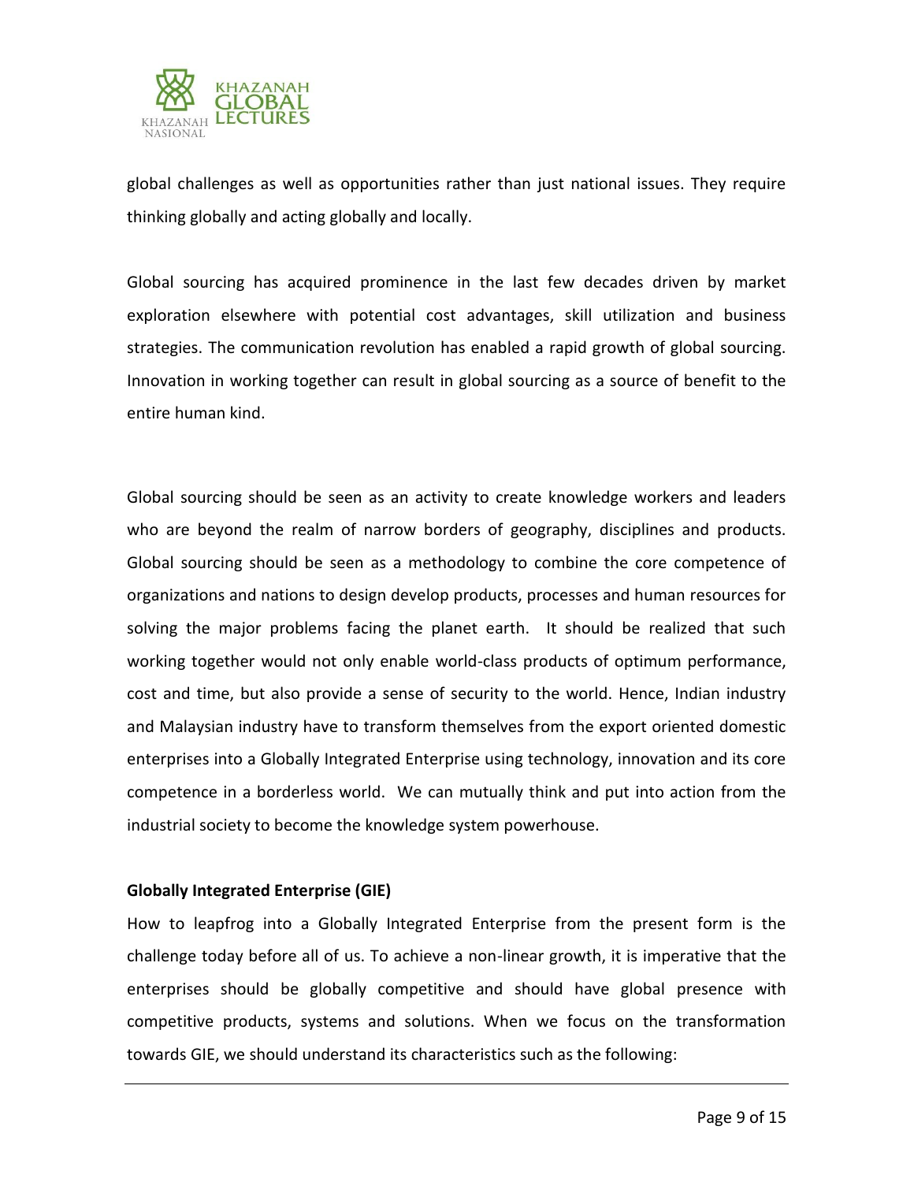global challenges as well as opportunities rather than just national issues. They require thinking globally and acting globally and locally.

Global sourcing has acquired prominence in the last few decades driven by market exploration elsewhere with potential cost advantages, skill utilization and business strategies. The communication revolution has enabled a rapid growth of global sourcing. Innovation in working together can result in global sourcing as a source of benefit to the entire human kind.

Global sourcing should be seen as an activity to create knowledge workers and leaders who are beyond the realm of narrow borders of geography, disciplines and products. Global sourcing should be seen as a methodology to combine the core competence of organizations and nations to design develop products, processes and human resources for solving the major problems facing the planet earth. It should be realized that such working together would not only enable world-class products of optimum performance, cost and time, but also provide a sense of security to the world. Hence, Indian industry and Malaysian industry have to transform themselves from the export oriented domestic enterprises into a Globally Integrated Enterprise using technology, innovation and its core competence in a borderless world. We can mutually think and put into action from the industrial society to become the knowledge system powerhouse.

**Globally Integrated Enterprise (GIE)**

How to leapfrog into a Globally Integrated Enterprise from the present form is the challenge today before all of us. To achieve a non-linear growth, it is imperative that the enterprises should be globally competitive and should have global presence with competitive products, systems and solutions. When we focus on the transformation towards GIE, we should understand its characteristics such as the following: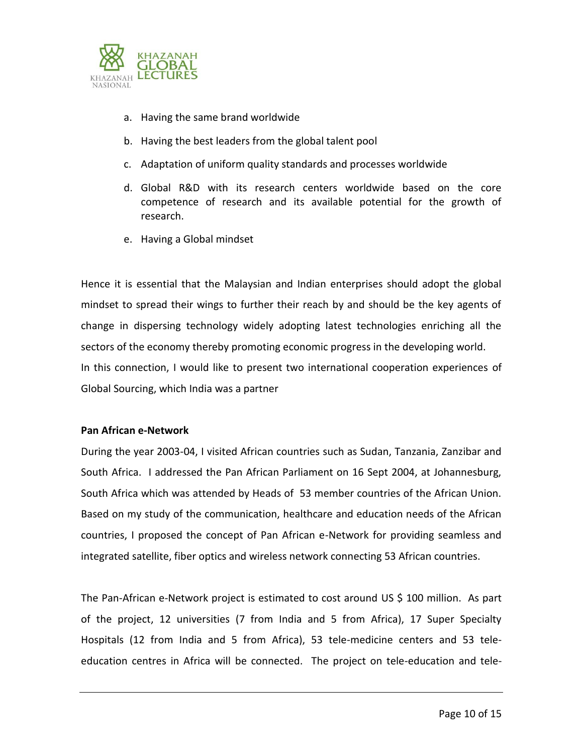a. Having the same brand worldwide
b. Having the best leaders from the global talent pool
c. Adaptation of uniform quality standards and processes worldwide
d. Global R&D with its research centers worldwide based on the core competence of research and its available potential for the growth of research.
e. Having a Global mindset

Hence it is essential that the Malaysian and Indian enterprises should adopt the global mindset to spread their wings to further their reach by and should be the key agents of change in dispersing technology widely adopting latest technologies enriching all the sectors of the economy thereby promoting economic progress in the developing world.
In this connection, I would like to present two international cooperation experiences of Global Sourcing, which India was a partner

**Pan African e-Network**

During the year 2003-04, I visited African countries such as Sudan, Tanzania, Zanzibar and South Africa. I addressed the Pan African Parliament on 16 Sept 2004, at Johannesburg, South Africa which was attended by Heads of 53 member countries of the African Union. Based on my study of the communication, healthcare and education needs of the African countries, I proposed the concept of Pan African e-Network for providing seamless and integrated satellite, fiber optics and wireless network connecting 53 African countries.

The Pan-African e-Network project is estimated to cost around US $ 100 million. As part of the project, 12 universities (7 from India and 5 from Africa), 17 Super Specialty Hospitals (12 from India and 5 from Africa), 53 tele-medicine centers and 53 tele-education centres in Africa will be connected. The project on tele-education and tele-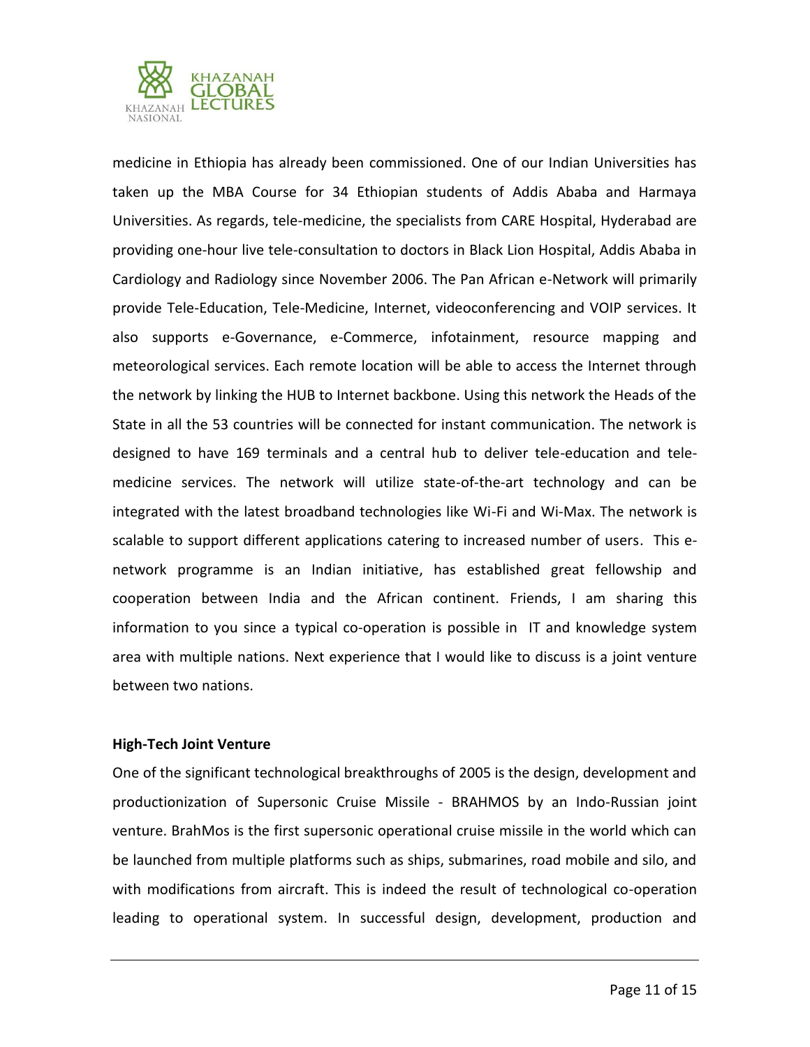medicine in Ethiopia has already been commissioned. One of our Indian Universities has taken up the MBA Course for 34 Ethiopian students of Addis Ababa and Harmaya Universities. As regards, tele-medicine, the specialists from CARE Hospital, Hyderabad are providing one-hour live tele-consultation to doctors in Black Lion Hospital, Addis Ababa in Cardiology and Radiology since November 2006. The Pan African e-Network will primarily provide Tele-Education, Tele-Medicine, Internet, videoconferencing and VOIP services. It also supports e-Governance, e-Commerce, infotainment, resource mapping and meteorological services. Each remote location will be able to access the Internet through the network by linking the HUB to Internet backbone. Using this network the Heads of the State in all the 53 countries will be connected for instant communication. The network is designed to have 169 terminals and a central hub to deliver tele-education and tele-medicine services. The network will utilize state-of-the-art technology and can be integrated with the latest broadband technologies like Wi-Fi and Wi-Max. The network is scalable to support different applications catering to increased number of users. This e-network programme is an Indian initiative, has established great fellowship and cooperation between India and the African continent. Friends, I am sharing this information to you since a typical co-operation is possible in IT and knowledge system area with multiple nations. Next experience that I would like to discuss is a joint venture between two nations.

**High-Tech Joint Venture**

One of the significant technological breakthroughs of 2005 is the design, development and productionization of Supersonic Cruise Missile - BRAHMOS by an Indo-Russian joint venture. BrahMos is the first supersonic operational cruise missile in the world which can be launched from multiple platforms such as ships, submarines, road mobile and silo, and with modifications from aircraft. This is indeed the result of technological co-operation leading to operational system. In successful design, development, production and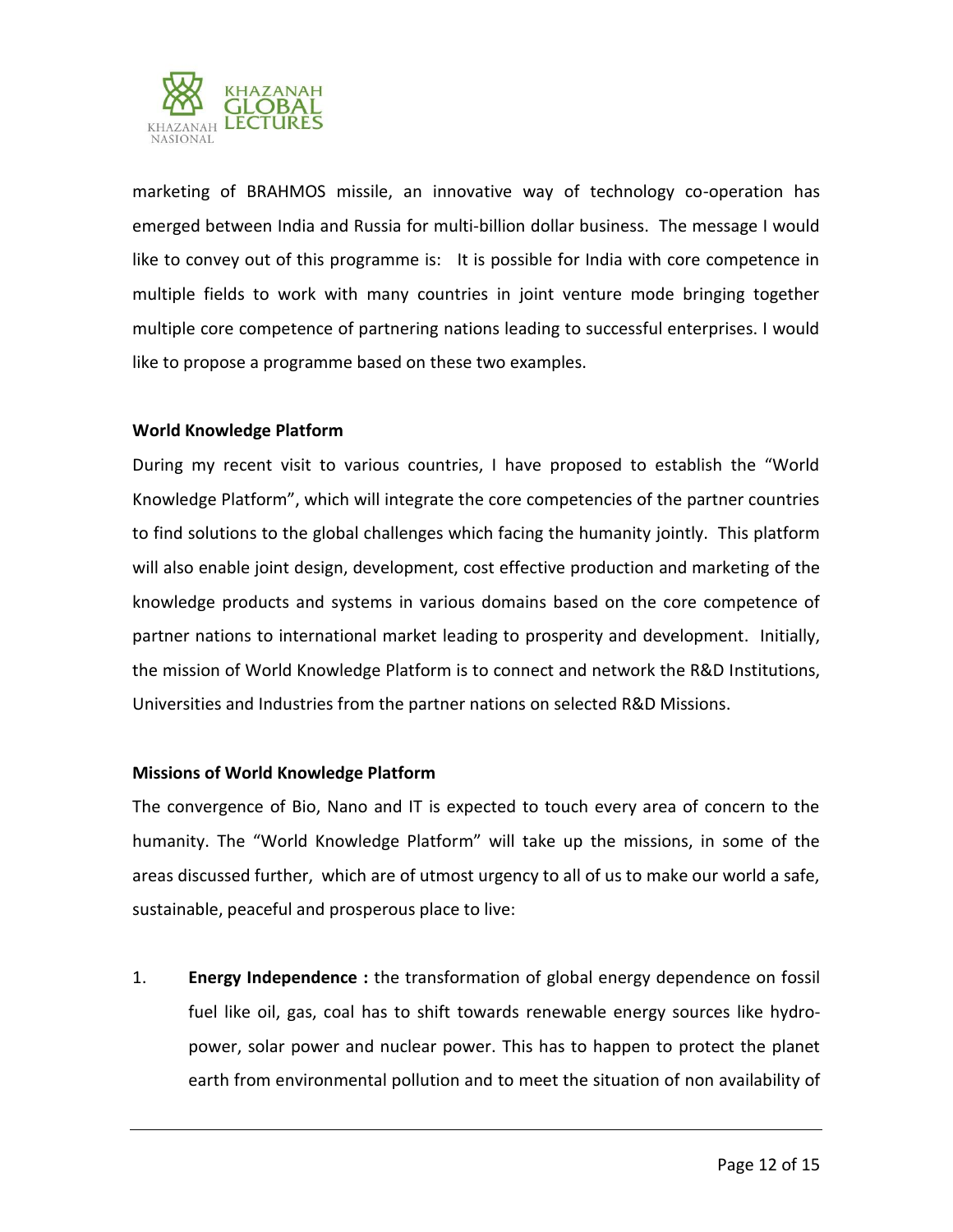marketing of BRAHMOS missile, an innovative way of technology co-operation has emerged between India and Russia for multi-billion dollar business. The message I would like to convey out of this programme is: It is possible for India with core competence in multiple fields to work with many countries in joint venture mode bringing together multiple core competence of partnering nations leading to successful enterprises. I would like to propose a programme based on these two examples.

**World Knowledge Platform**

During my recent visit to various countries, I have proposed to establish the "World Knowledge Platform", which will integrate the core competencies of the partner countries to find solutions to the global challenges which facing the humanity jointly. This platform will also enable joint design, development, cost effective production and marketing of the knowledge products and systems in various domains based on the core competence of partner nations to international market leading to prosperity and development. Initially, the mission of World Knowledge Platform is to connect and network the R&D Institutions, Universities and Industries from the partner nations on selected R&D Missions.

**Missions of World Knowledge Platform**

The convergence of Bio, Nano and IT is expected to touch every area of concern to the humanity. The "World Knowledge Platform" will take up the missions, in some of the areas discussed further, which are of utmost urgency to all of us to make our world a safe, sustainable, peaceful and prosperous place to live:

1. **Energy Independence :** the transformation of global energy dependence on fossil fuel like oil, gas, coal has to shift towards renewable energy sources like hydro-power, solar power and nuclear power. This has to happen to protect the planet earth from environmental pollution and to meet the situation of non availability of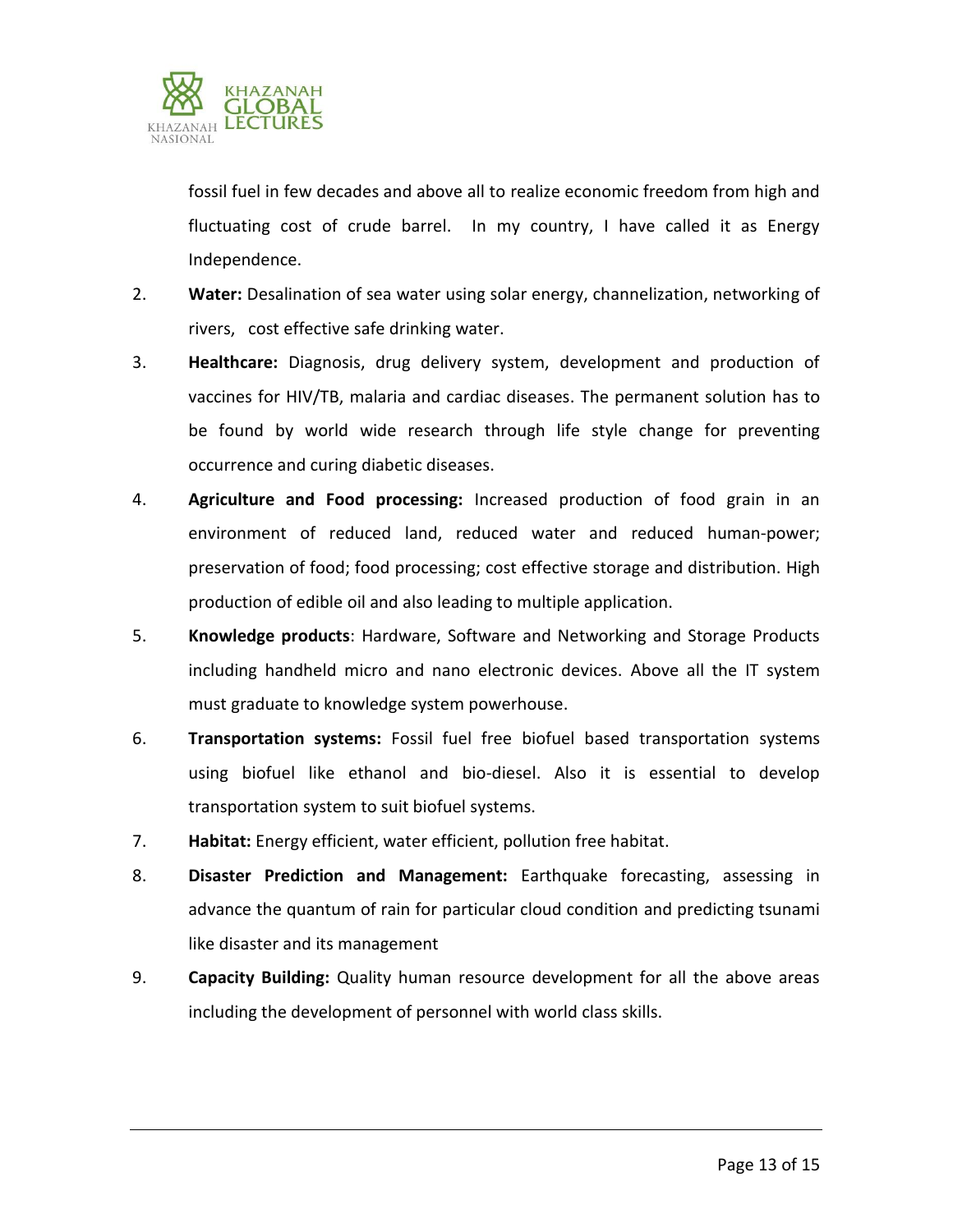fossil fuel in few decades and above all to realize economic freedom from high and fluctuating cost of crude barrel. In my country, I have called it as Energy Independence.

2. **Water:** Desalination of sea water using solar energy, channelization, networking of rivers, cost effective safe drinking water.

3. **Healthcare:** Diagnosis, drug delivery system, development and production of vaccines for HIV/TB, malaria and cardiac diseases. The permanent solution has to be found by world wide research through life style change for preventing occurrence and curing diabetic diseases.

4. **Agriculture and Food processing:** Increased production of food grain in an environment of reduced land, reduced water and reduced human-power; preservation of food; food processing; cost effective storage and distribution. High production of edible oil and also leading to multiple application.

5. **Knowledge products**: Hardware, Software and Networking and Storage Products including handheld micro and nano electronic devices. Above all the IT system must graduate to knowledge system powerhouse.

6. **Transportation systems:** Fossil fuel free biofuel based transportation systems using biofuel like ethanol and bio-diesel. Also it is essential to develop transportation system to suit biofuel systems.

7. **Habitat:** Energy efficient, water efficient, pollution free habitat.

8. **Disaster Prediction and Management:** Earthquake forecasting, assessing in advance the quantum of rain for particular cloud condition and predicting tsunami like disaster and its management

9. **Capacity Building:** Quality human resource development for all the above areas including the development of personnel with world class skills.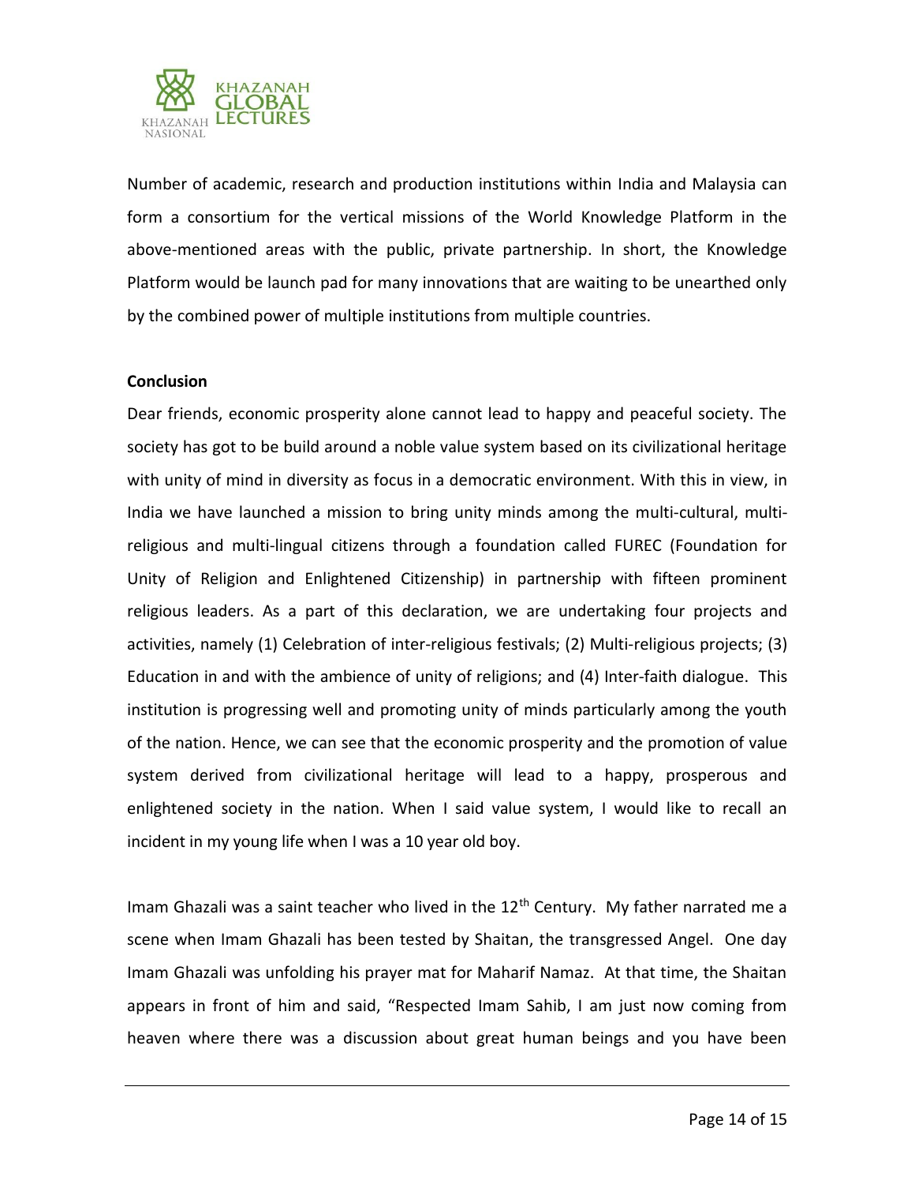Number of academic, research and production institutions within India and Malaysia can form a consortium for the vertical missions of the World Knowledge Platform in the above-mentioned areas with the public, private partnership. In short, the Knowledge Platform would be launch pad for many innovations that are waiting to be unearthed only by the combined power of multiple institutions from multiple countries.

**Conclusion**

Dear friends, economic prosperity alone cannot lead to happy and peaceful society. The society has got to be build around a noble value system based on its civilizational heritage with unity of mind in diversity as focus in a democratic environment. With this in view, in India we have launched a mission to bring unity minds among the multi-cultural, multi-religious and multi-lingual citizens through a foundation called FUREC (Foundation for Unity of Religion and Enlightened Citizenship) in partnership with fifteen prominent religious leaders. As a part of this declaration, we are undertaking four projects and activities, namely (1) Celebration of inter-religious festivals; (2) Multi-religious projects; (3) Education in and with the ambience of unity of religions; and (4) Inter-faith dialogue. This institution is progressing well and promoting unity of minds particularly among the youth of the nation. Hence, we can see that the economic prosperity and the promotion of value system derived from civilizational heritage will lead to a happy, prosperous and enlightened society in the nation. When I said value system, I would like to recall an incident in my young life when I was a 10 year old boy.

Imam Ghazali was a saint teacher who lived in the 12th Century. My father narrated me a scene when Imam Ghazali has been tested by Shaitan, the transgressed Angel. One day Imam Ghazali was unfolding his prayer mat for Maharif Namaz. At that time, the Shaitan appears in front of him and said, “Respected Imam Sahib, I am just now coming from heaven where there was a discussion about great human beings and you have been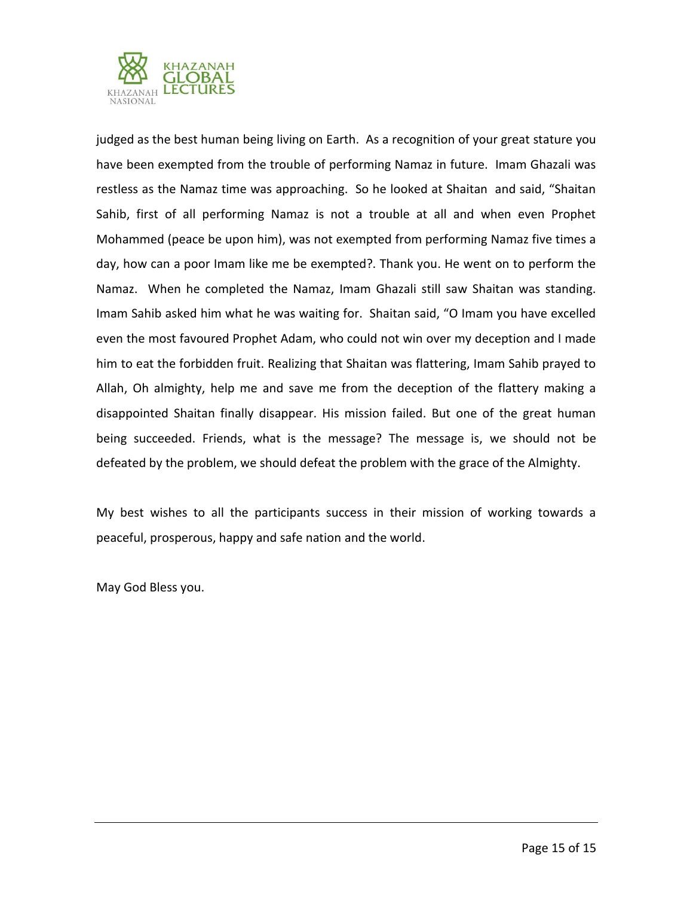judged as the best human being living on Earth. As a recognition of your great stature you have been exempted from the trouble of performing Namaz in future. Imam Ghazali was restless as the Namaz time was approaching. So he looked at Shaitan and said, "Shaitan Sahib, first of all performing Namaz is not a trouble at all and when even Prophet Mohammed (peace be upon him), was not exempted from performing Namaz five times a day, how can a poor Imam like me be exempted?. Thank you. He went on to perform the Namaz. When he completed the Namaz, Imam Ghazali still saw Shaitan was standing. Imam Sahib asked him what he was waiting for. Shaitan said, "O Imam you have excelled even the most favoured Prophet Adam, who could not win over my deception and I made him to eat the forbidden fruit. Realizing that Shaitan was flattering, Imam Sahib prayed to Allah, Oh almighty, help me and save me from the deception of the flattery making a disappointed Shaitan finally disappear. His mission failed. But one of the great human being succeeded. Friends, what is the message? The message is, we should not be defeated by the problem, we should defeat the problem with the grace of the Almighty.

My best wishes to all the participants success in their mission of working towards a peaceful, prosperous, happy and safe nation and the world.

May God Bless you.